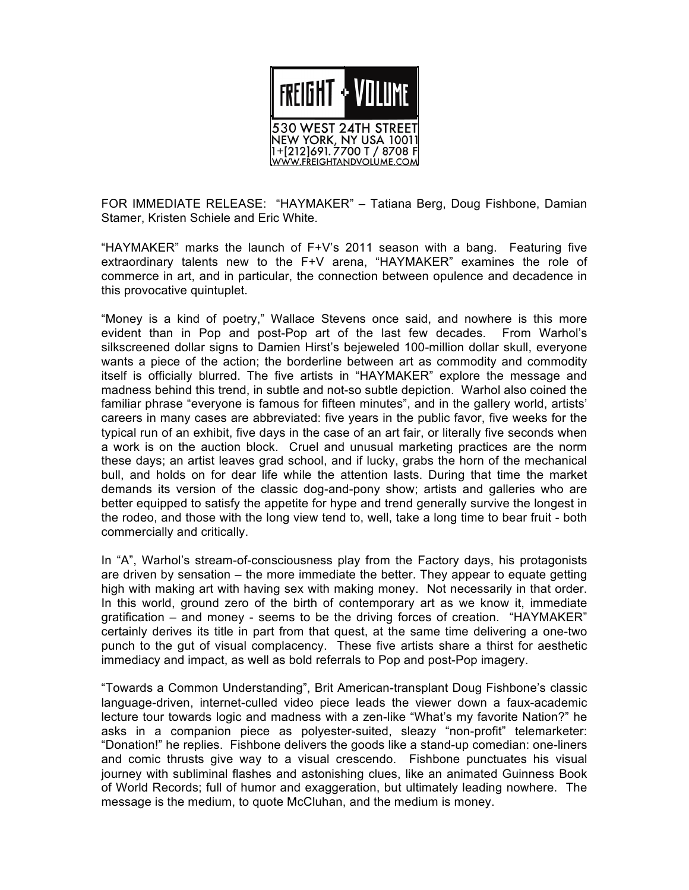FREIGHT + VOLUME

530 WEST 24TH STREET
NEW YORK, NY USA 10011
1+[212]691.7700 T / 8708 F
WWW.FREIGHTANDVOLUME.COM

FOR IMMEDIATE RELEASE: "HAYMAKER" – Tatiana Berg, Doug Fishbone, Damian Stamer, Kristen Schiele and Eric White.

"HAYMAKER" marks the launch of F+V's 2011 season with a bang. Featuring five extraordinary talents new to the F+V arena, "HAYMAKER" examines the role of commerce in art, and in particular, the connection between opulence and decadence in this provocative quintuplet.

"Money is a kind of poetry," Wallace Stevens once said, and nowhere is this more evident than in Pop and post-Pop art of the last few decades. From Warhol's silkscreened dollar signs to Damien Hirst's bejeweled 100-million dollar skull, everyone wants a piece of the action; the borderline between art as commodity and commodity itself is officially blurred. The five artists in "HAYMAKER" explore the message and madness behind this trend, in subtle and not-so subtle depiction. Warhol also coined the familiar phrase "everyone is famous for fifteen minutes", and in the gallery world, artists' careers in many cases are abbreviated: five years in the public favor, five weeks for the typical run of an exhibit, five days in the case of an art fair, or literally five seconds when a work is on the auction block. Cruel and unusual marketing practices are the norm these days; an artist leaves grad school, and if lucky, grabs the horn of the mechanical bull, and holds on for dear life while the attention lasts. During that time the market demands its version of the classic dog-and-pony show; artists and galleries who are better equipped to satisfy the appetite for hype and trend generally survive the longest in the rodeo, and those with the long view tend to, well, take a long time to bear fruit - both commercially and critically.

In "A", Warhol's stream-of-consciousness play from the Factory days, his protagonists are driven by sensation – the more immediate the better. They appear to equate getting high with making art with having sex with making money. Not necessarily in that order. In this world, ground zero of the birth of contemporary art as we know it, immediate gratification – and money - seems to be the driving forces of creation. "HAYMAKER" certainly derives its title in part from that quest, at the same time delivering a one-two punch to the gut of visual complacency. These five artists share a thirst for aesthetic immediacy and impact, as well as bold referrals to Pop and post-Pop imagery.

"Towards a Common Understanding", Brit American-transplant Doug Fishbone's classic language-driven, internet-culled video piece leads the viewer down a faux-academic lecture tour towards logic and madness with a zen-like "What's my favorite Nation?" he asks in a companion piece as polyester-suited, sleazy "non-profit" telemarketer: "Donation!" he replies. Fishbone delivers the goods like a stand-up comedian: one-liners and comic thrusts give way to a visual crescendo. Fishbone punctuates his visual journey with subliminal flashes and astonishing clues, like an animated Guinness Book of World Records; full of humor and exaggeration, but ultimately leading nowhere. The message is the medium, to quote McCluhan, and the medium is money.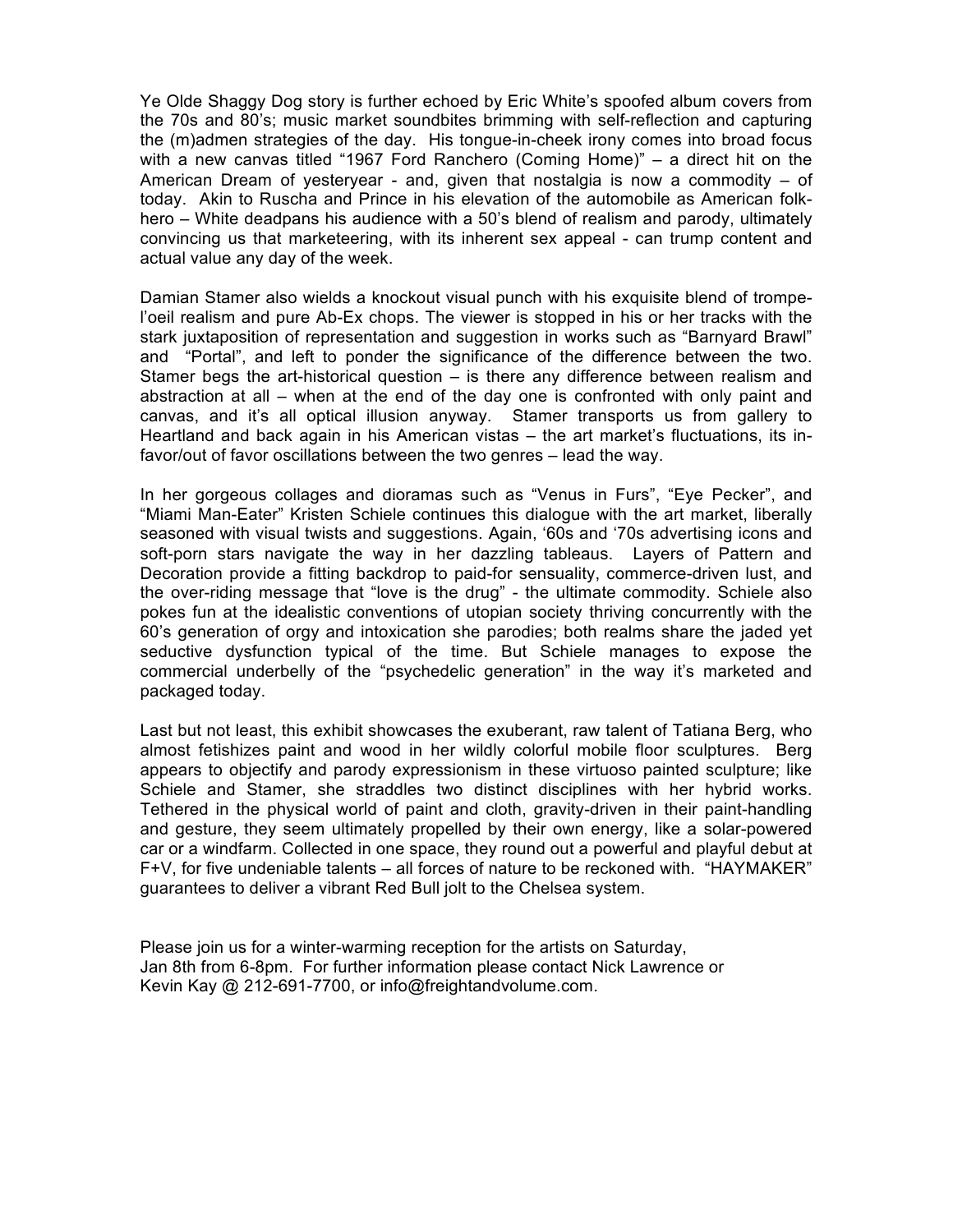Ye Olde Shaggy Dog story is further echoed by Eric White's spoofed album covers from the 70s and 80's; music market soundbites brimming with self-reflection and capturing the (m)admen strategies of the day. His tongue-in-cheek irony comes into broad focus with a new canvas titled "1967 Ford Ranchero (Coming Home)" – a direct hit on the American Dream of yesteryear - and, given that nostalgia is now a commodity – of today. Akin to Ruscha and Prince in his elevation of the automobile as American folk-hero – White deadpans his audience with a 50's blend of realism and parody, ultimately convincing us that marketeering, with its inherent sex appeal - can trump content and actual value any day of the week.

Damian Stamer also wields a knockout visual punch with his exquisite blend of trompe-l'oeil realism and pure Ab-Ex chops. The viewer is stopped in his or her tracks with the stark juxtaposition of representation and suggestion in works such as "Barnyard Brawl" and "Portal", and left to ponder the significance of the difference between the two. Stamer begs the art-historical question – is there any difference between realism and abstraction at all – when at the end of the day one is confronted with only paint and canvas, and it's all optical illusion anyway. Stamer transports us from gallery to Heartland and back again in his American vistas – the art market's fluctuations, its in-favor/out of favor oscillations between the two genres – lead the way.

In her gorgeous collages and dioramas such as "Venus in Furs", "Eye Pecker", and "Miami Man-Eater" Kristen Schiele continues this dialogue with the art market, liberally seasoned with visual twists and suggestions. Again, '60s and '70s advertising icons and soft-porn stars navigate the way in her dazzling tableaus. Layers of Pattern and Decoration provide a fitting backdrop to paid-for sensuality, commerce-driven lust, and the over-riding message that "love is the drug" - the ultimate commodity. Schiele also pokes fun at the idealistic conventions of utopian society thriving concurrently with the 60's generation of orgy and intoxication she parodies; both realms share the jaded yet seductive dysfunction typical of the time. But Schiele manages to expose the commercial underbelly of the "psychedelic generation" in the way it's marketed and packaged today.

Last but not least, this exhibit showcases the exuberant, raw talent of Tatiana Berg, who almost fetishizes paint and wood in her wildly colorful mobile floor sculptures. Berg appears to objectify and parody expressionism in these virtuoso painted sculpture; like Schiele and Stamer, she straddles two distinct disciplines with her hybrid works. Tethered in the physical world of paint and cloth, gravity-driven in their paint-handling and gesture, they seem ultimately propelled by their own energy, like a solar-powered car or a windfarm. Collected in one space, they round out a powerful and playful debut at F+V, for five undeniable talents – all forces of nature to be reckoned with. "HAYMAKER" guarantees to deliver a vibrant Red Bull jolt to the Chelsea system.

Please join us for a winter-warming reception for the artists on Saturday, Jan 8th from 6-8pm. For further information please contact Nick Lawrence or Kevin Kay @ 212-691-7700, or info@freightandvolume.com.